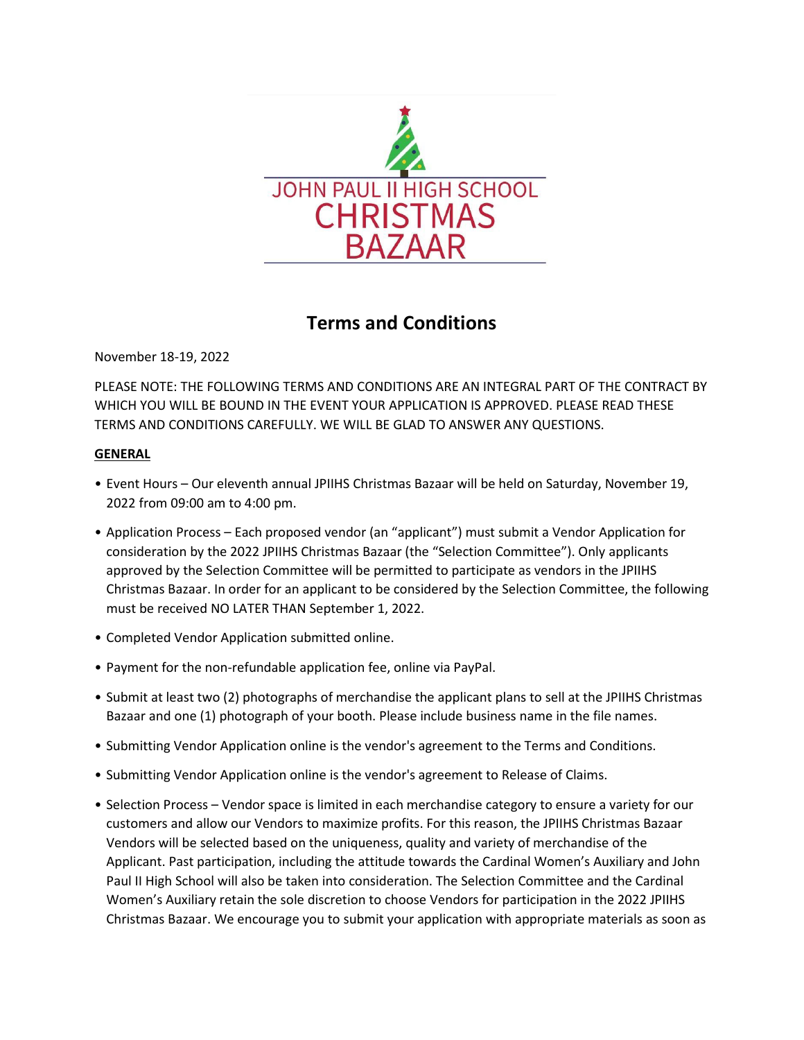# JOHN PAUL II HIGH SCHOOL CHRISTMAS BAZAAR

## Terms and Conditions

November 18-19, 2022

PLEASE NOTE: THE FOLLOWING TERMS AND CONDITIONS ARE AN INTEGRAL PART OF THE CONTRACT BY WHICH YOU WILL BE BOUND IN THE EVENT YOUR APPLICATION IS APPROVED. PLEASE READ THESE TERMS AND CONDITIONS CAREFULLY. WE WILL BE GLAD TO ANSWER ANY QUESTIONS.

### GENERAL

- Event Hours – Our eleventh annual JPIIHS Christmas Bazaar will be held on Saturday, November 19, 2022 from 09:00 am to 4:00 pm.
- Application Process – Each proposed vendor (an "applicant") must submit a Vendor Application for consideration by the 2022 JPIIHS Christmas Bazaar (the "Selection Committee"). Only applicants approved by the Selection Committee will be permitted to participate as vendors in the JPIIHS Christmas Bazaar. In order for an applicant to be considered by the Selection Committee, the following must be received NO LATER THAN September 1, 2022.
- Completed Vendor Application submitted online.
- Payment for the non-refundable application fee, online via PayPal.
- Submit at least two (2) photographs of merchandise the applicant plans to sell at the JPIIHS Christmas Bazaar and one (1) photograph of your booth. Please include business name in the file names.
- Submitting Vendor Application online is the vendor's agreement to the Terms and Conditions.
- Submitting Vendor Application online is the vendor's agreement to Release of Claims.
- Selection Process – Vendor space is limited in each merchandise category to ensure a variety for our customers and allow our Vendors to maximize profits. For this reason, the JPIIHS Christmas Bazaar Vendors will be selected based on the uniqueness, quality and variety of merchandise of the Applicant. Past participation, including the attitude towards the Cardinal Women's Auxiliary and John Paul II High School will also be taken into consideration. The Selection Committee and the Cardinal Women's Auxiliary retain the sole discretion to choose Vendors for participation in the 2022 JPIIHS Christmas Bazaar. We encourage you to submit your application with appropriate materials as soon as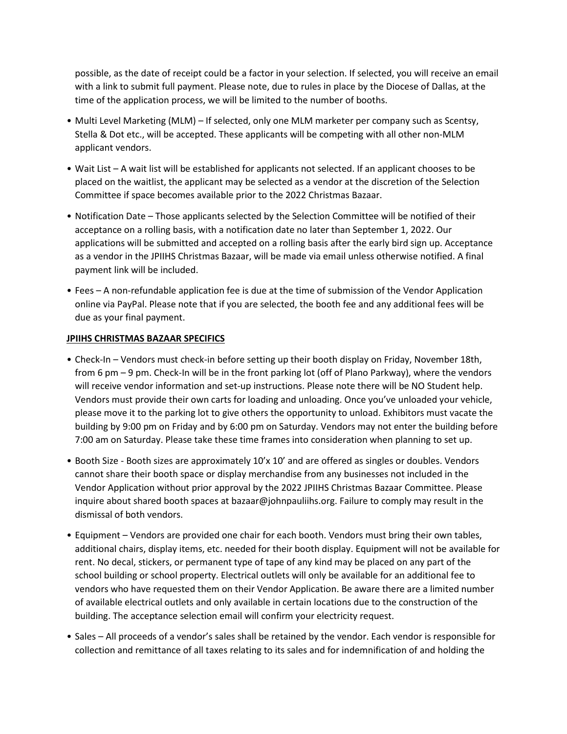possible, as the date of receipt could be a factor in your selection. If selected, you will receive an email with a link to submit full payment. Please note, due to rules in place by the Diocese of Dallas, at the time of the application process, we will be limited to the number of booths.

- Multi Level Marketing (MLM) – If selected, only one MLM marketer per company such as Scentsy, Stella & Dot etc., will be accepted. These applicants will be competing with all other non-MLM applicant vendors.
- Wait List – A wait list will be established for applicants not selected. If an applicant chooses to be placed on the waitlist, the applicant may be selected as a vendor at the discretion of the Selection Committee if space becomes available prior to the 2022 Christmas Bazaar.
- Notification Date – Those applicants selected by the Selection Committee will be notified of their acceptance on a rolling basis, with a notification date no later than September 1, 2022. Our applications will be submitted and accepted on a rolling basis after the early bird sign up. Acceptance as a vendor in the JPIIHS Christmas Bazaar, will be made via email unless otherwise notified. A final payment link will be included.
- Fees – A non-refundable application fee is due at the time of submission of the Vendor Application online via PayPal. Please note that if you are selected, the booth fee and any additional fees will be due as your final payment.

**JPIIHS CHRISTMAS BAZAAR SPECIFICS**

- Check-In – Vendors must check-in before setting up their booth display on Friday, November 18th, from 6 pm – 9 pm. Check-In will be in the front parking lot (off of Plano Parkway), where the vendors will receive vendor information and set-up instructions. Please note there will be NO Student help. Vendors must provide their own carts for loading and unloading. Once you've unloaded your vehicle, please move it to the parking lot to give others the opportunity to unload. Exhibitors must vacate the building by 9:00 pm on Friday and by 6:00 pm on Saturday. Vendors may not enter the building before 7:00 am on Saturday. Please take these time frames into consideration when planning to set up.
- Booth Size - Booth sizes are approximately 10'x 10' and are offered as singles or doubles. Vendors cannot share their booth space or display merchandise from any businesses not included in the Vendor Application without prior approval by the 2022 JPIIHS Christmas Bazaar Committee. Please inquire about shared booth spaces at bazaar@johnpauliihs.org. Failure to comply may result in the dismissal of both vendors.
- Equipment – Vendors are provided one chair for each booth. Vendors must bring their own tables, additional chairs, display items, etc. needed for their booth display. Equipment will not be available for rent. No decal, stickers, or permanent type of tape of any kind may be placed on any part of the school building or school property. Electrical outlets will only be available for an additional fee to vendors who have requested them on their Vendor Application. Be aware there are a limited number of available electrical outlets and only available in certain locations due to the construction of the building. The acceptance selection email will confirm your electricity request.
- Sales – All proceeds of a vendor's sales shall be retained by the vendor. Each vendor is responsible for collection and remittance of all taxes relating to its sales and for indemnification of and holding the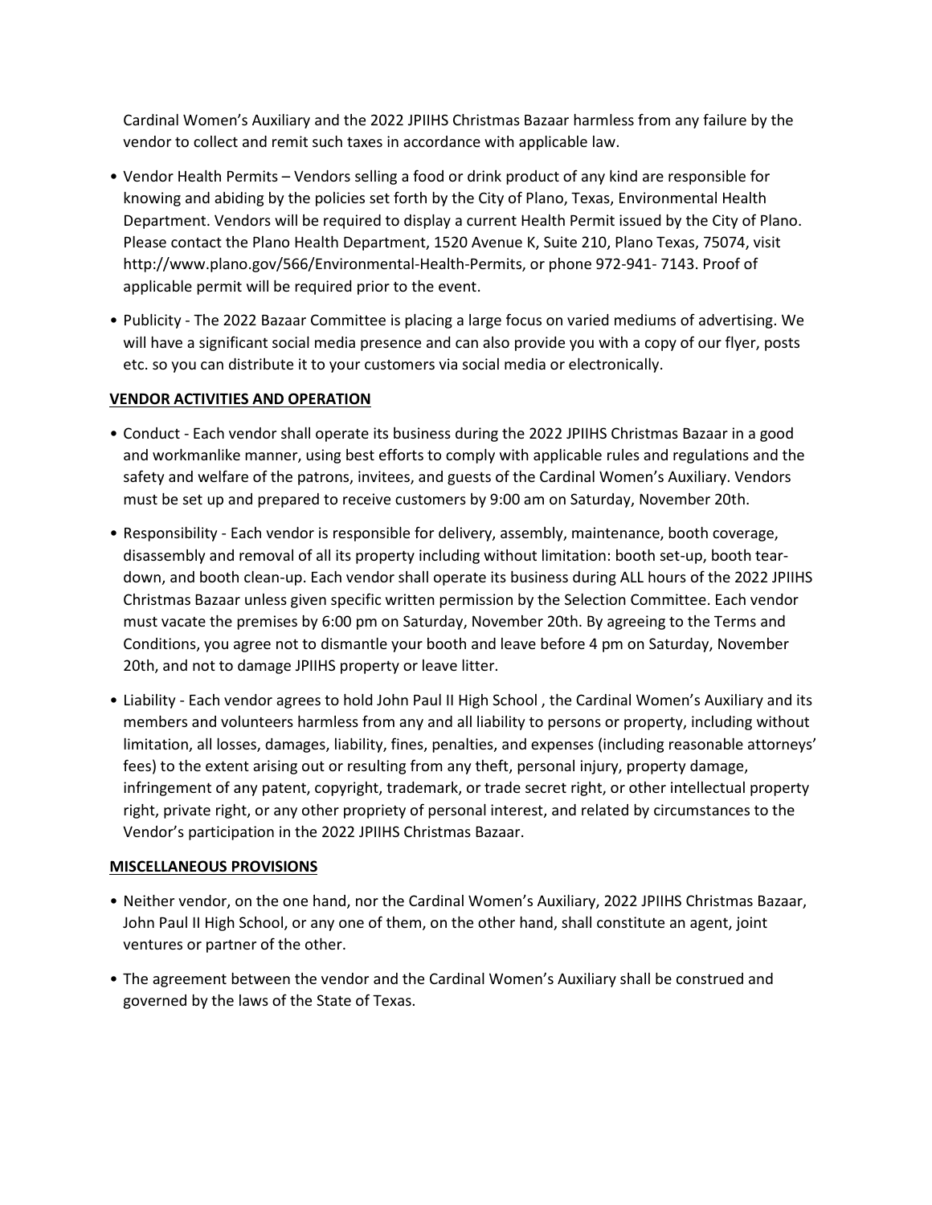Cardinal Women's Auxiliary and the 2022 JPIIHS Christmas Bazaar harmless from any failure by the vendor to collect and remit such taxes in accordance with applicable law.

- Vendor Health Permits – Vendors selling a food or drink product of any kind are responsible for knowing and abiding by the policies set forth by the City of Plano, Texas, Environmental Health Department. Vendors will be required to display a current Health Permit issued by the City of Plano. Please contact the Plano Health Department, 1520 Avenue K, Suite 210, Plano Texas, 75074, visit http://www.plano.gov/566/Environmental-Health-Permits, or phone 972-941- 7143. Proof of applicable permit will be required prior to the event.
- Publicity - The 2022 Bazaar Committee is placing a large focus on varied mediums of advertising. We will have a significant social media presence and can also provide you with a copy of our flyer, posts etc. so you can distribute it to your customers via social media or electronically.

**VENDOR ACTIVITIES AND OPERATION**

- Conduct - Each vendor shall operate its business during the 2022 JPIIHS Christmas Bazaar in a good and workmanlike manner, using best efforts to comply with applicable rules and regulations and the safety and welfare of the patrons, invitees, and guests of the Cardinal Women's Auxiliary. Vendors must be set up and prepared to receive customers by 9:00 am on Saturday, November 20th.
- Responsibility - Each vendor is responsible for delivery, assembly, maintenance, booth coverage, disassembly and removal of all its property including without limitation: booth set-up, booth tear-down, and booth clean-up. Each vendor shall operate its business during ALL hours of the 2022 JPIIHS Christmas Bazaar unless given specific written permission by the Selection Committee. Each vendor must vacate the premises by 6:00 pm on Saturday, November 20th. By agreeing to the Terms and Conditions, you agree not to dismantle your booth and leave before 4 pm on Saturday, November 20th, and not to damage JPIIHS property or leave litter.
- Liability - Each vendor agrees to hold John Paul II High School , the Cardinal Women's Auxiliary and its members and volunteers harmless from any and all liability to persons or property, including without limitation, all losses, damages, liability, fines, penalties, and expenses (including reasonable attorneys' fees) to the extent arising out or resulting from any theft, personal injury, property damage, infringement of any patent, copyright, trademark, or trade secret right, or other intellectual property right, private right, or any other propriety of personal interest, and related by circumstances to the Vendor's participation in the 2022 JPIIHS Christmas Bazaar.

**MISCELLANEOUS PROVISIONS**

- Neither vendor, on the one hand, nor the Cardinal Women's Auxiliary, 2022 JPIIHS Christmas Bazaar, John Paul II High School, or any one of them, on the other hand, shall constitute an agent, joint ventures or partner of the other.
- The agreement between the vendor and the Cardinal Women's Auxiliary shall be construed and governed by the laws of the State of Texas.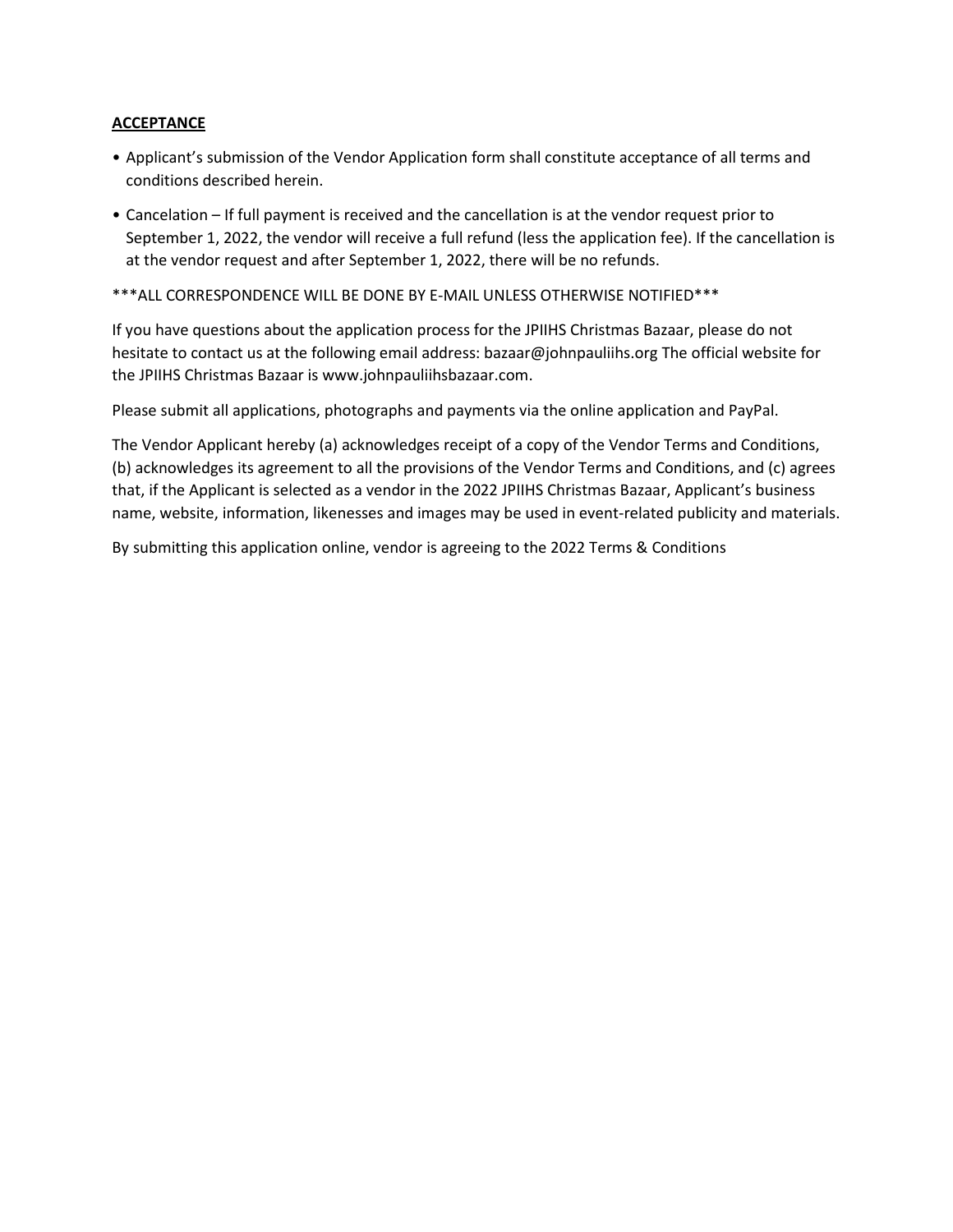## **ACCEPTANCE**

- Applicant's submission of the Vendor Application form shall constitute acceptance of all terms and conditions described herein.
- Cancelation – If full payment is received and the cancellation is at the vendor request prior to September 1, 2022, the vendor will receive a full refund (less the application fee). If the cancellation is at the vendor request and after September 1, 2022, there will be no refunds.

***ALL CORRESPONDENCE WILL BE DONE BY E-MAIL UNLESS OTHERWISE NOTIFIED***

If you have questions about the application process for the JPIIHS Christmas Bazaar, please do not hesitate to contact us at the following email address: bazaar@johnpauliihs.org The official website for the JPIIHS Christmas Bazaar is www.johnpauliihsbazaar.com.

Please submit all applications, photographs and payments via the online application and PayPal.

The Vendor Applicant hereby (a) acknowledges receipt of a copy of the Vendor Terms and Conditions, (b) acknowledges its agreement to all the provisions of the Vendor Terms and Conditions, and (c) agrees that, if the Applicant is selected as a vendor in the 2022 JPIIHS Christmas Bazaar, Applicant's business name, website, information, likenesses and images may be used in event-related publicity and materials.

By submitting this application online, vendor is agreeing to the 2022 Terms & Conditions